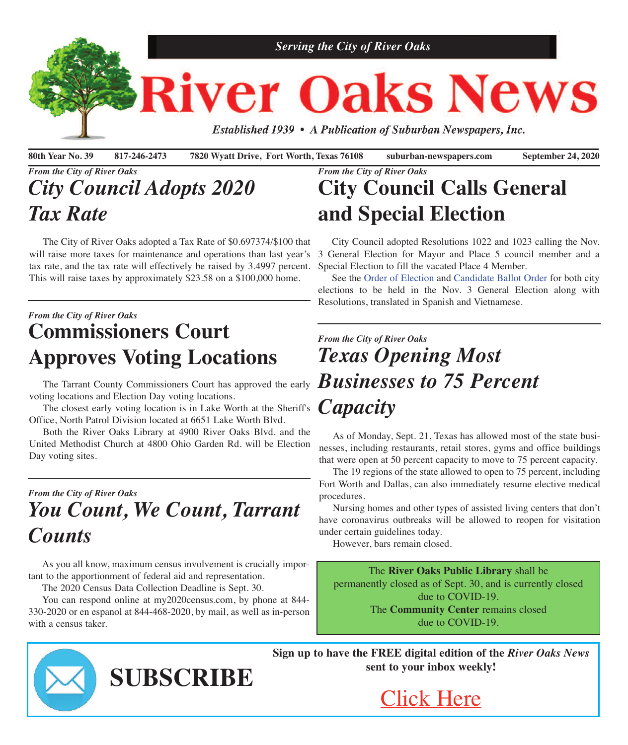*Serving the City of River Oaks*

# River Oaks News

*Established 1939 • A Publication of Suburban Newspapers, Inc.*

**80th Year No. 39** **817-246-2473** **7820 Wyatt Drive, Fort Worth, Texas 76108** **suburban-newspapers.com** **September 24, 2020**

*From the City of River Oaks*

## *City Council Adopts 2020 Tax Rate*

The City of River Oaks adopted a Tax Rate of $0.697374/$100 that will raise more taxes for maintenance and operations than last year's tax rate, and the tax rate will effectively be raised by 3.4997 percent. This will raise taxes by approximately $23.58 on a $100,000 home.

*From the City of River Oaks*

## Commissioners Court Approves Voting Locations

The Tarrant County Commissioners Court has approved the early voting locations and Election Day voting locations.

The closest early voting location is in Lake Worth at the Sheriff's Office, North Patrol Division located at 6651 Lake Worth Blvd.

Both the River Oaks Library at 4900 River Oaks Blvd. and the United Methodist Church at 4800 Ohio Garden Rd. will be Election Day voting sites.

*From the City of River Oaks*

## *You Count, We Count, Tarrant Counts*

As you all know, maximum census involvement is crucially important to the apportionment of federal aid and representation.

The 2020 Census Data Collection Deadline is Sept. 30.

You can respond online at my2020census.com, by phone at 844-330-2020 or en espanol at 844-468-2020, by mail, as well as in-person with a census taker.

*From the City of River Oaks*

## City Council Calls General and Special Election

City Council adopted Resolutions 1022 and 1023 calling the Nov. 3 General Election for Mayor and Place 5 council member and a Special Election to fill the vacated Place 4 Member.

See the Order of Election and Candidate Ballot Order for both city elections to be held in the Nov. 3 General Election along with Resolutions, translated in Spanish and Vietnamese.

*From the City of River Oaks*

## *Texas Opening Most Businesses to 75 Percent Capacity*

As of Monday, Sept. 21, Texas has allowed most of the state businesses, including restaurants, retail stores, gyms and office buildings that were open at 50 percent capacity to move to 75 percent capacity.

The 19 regions of the state allowed to open to 75 percent, including Fort Worth and Dallas, can also immediately resume elective medical procedures.

Nursing homes and other types of assisted living centers that don't have coronavirus outbreaks will be allowed to reopen for visitation under certain guidelines today.

However, bars remain closed.

The **River Oaks Public Library** shall be permanently closed as of Sept. 30, and is currently closed due to COVID-19.
The **Community Center** remains closed due to COVID-19.

**SUBSCRIBE**

**Sign up to have the FREE digital edition of the *River Oaks News* sent to your inbox weekly!**

Click Here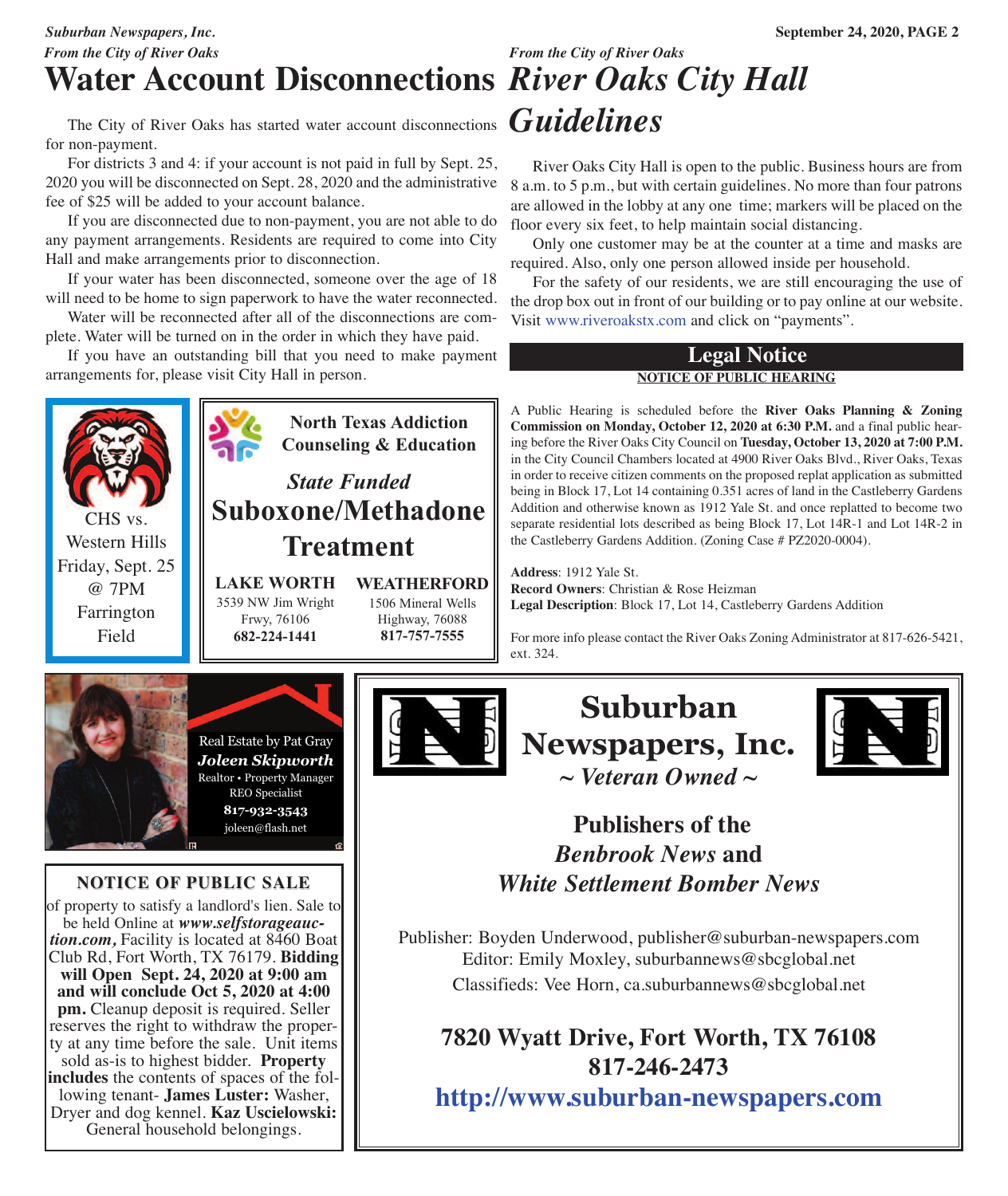*From the City of River Oaks*

# Water Account Disconnections

The City of River Oaks has started water account disconnections for non-payment.

For districts 3 and 4: if your account is not paid in full by Sept. 25, 2020 you will be disconnected on Sept. 28, 2020 and the administrative fee of $25 will be added to your account balance.

If you are disconnected due to non-payment, you are not able to do any payment arrangements. Residents are required to come into City Hall and make arrangements prior to disconnection.

If your water has been disconnected, someone over the age of 18 will need to be home to sign paperwork to have the water reconnected.

Water will be reconnected after all of the disconnections are complete. Water will be turned on in the order in which they have paid.

If you have an outstanding bill that you need to make payment arrangements for, please visit City Hall in person.

*From the City of River Oaks*

# *River Oaks City Hall Guidelines*

River Oaks City Hall is open to the public. Business hours are from 8 a.m. to 5 p.m., but with certain guidelines. No more than four patrons are allowed in the lobby at any one time; markers will be placed on the floor every six feet, to help maintain social distancing.

Only one customer may be at the counter at a time and masks are required. Also, only one person allowed inside per household.

For the safety of our residents, we are still encouraging the use of the drop box out in front of our building or to pay online at our website. Visit www.riveroakstx.com and click on "payments".

## Legal Notice

**NOTICE OF PUBLIC HEARING**

A Public Hearing is scheduled before the **River Oaks Planning & Zoning Commission on Monday, October 12, 2020 at 6:30 P.M.** and a final public hearing before the River Oaks City Council on **Tuesday, October 13, 2020 at 7:00 P.M.** in the City Council Chambers located at 4900 River Oaks Blvd., River Oaks, Texas in order to receive citizen comments on the proposed replat application as submitted being in Block 17, Lot 14 containing 0.351 acres of land in the Castleberry Gardens Addition and otherwise known as 1912 Yale St. and once replatted to become two separate residential lots described as being Block 17, Lot 14R-1 and Lot 14R-2 in the Castleberry Gardens Addition. (Zoning Case # PZ2020-0004).

**Address**: 1912 Yale St.
**Record Owners**: Christian & Rose Heizman
**Legal Description**: Block 17, Lot 14, Castleberry Gardens Addition

For more info please contact the River Oaks Zoning Administrator at 817-626-5421, ext. 324.

---

CHS vs. Western Hills
Friday, Sept. 25 @ 7PM
Farrington Field

---

**North Texas Addiction Counseling & Education**

*State Funded*

**Suboxone/Methadone Treatment**

**LAKE WORTH**
3539 NW Jim Wright Frwy, 76106
**682-224-1441**

**WEATHERFORD**
1506 Mineral Wells Highway, 76088
**817-757-7555**

---

Real Estate by Pat Gray
***Joleen Skipworth***
Realtor • Property Manager
REO Specialist
**817-932-3543**
joleen@flash.net

---

**NOTICE OF PUBLIC SALE**

of property to satisfy a landlord's lien. Sale to be held Online at ***www.selfstorageauction.com,*** Facility is located at 8460 Boat Club Rd, Fort Worth, TX 76179. **Bidding will Open Sept. 24, 2020 at 9:00 am and will conclude Oct 5, 2020 at 4:00 pm.** Cleanup deposit is required. Seller reserves the right to withdraw the property at any time before the sale. Unit items sold as-is to highest bidder. **Property includes** the contents of spaces of the following tenant- **James Luster:** Washer, Dryer and dog kennel. **Kaz Uscielowski:** General household belongings.

---

**Suburban Newspapers, Inc.**
***~ Veteran Owned ~***

**Publishers of the *Benbrook News* and *White Settlement Bomber News***

Publisher: Boyden Underwood, publisher@suburban-newspapers.com
Editor: Emily Moxley, suburbannews@sbcglobal.net
Classifieds: Vee Horn, ca.suburbannews@sbcglobal.net

**7820 Wyatt Drive, Fort Worth, TX 76108**
**817-246-2473**
**http://www.suburban-newspapers.com**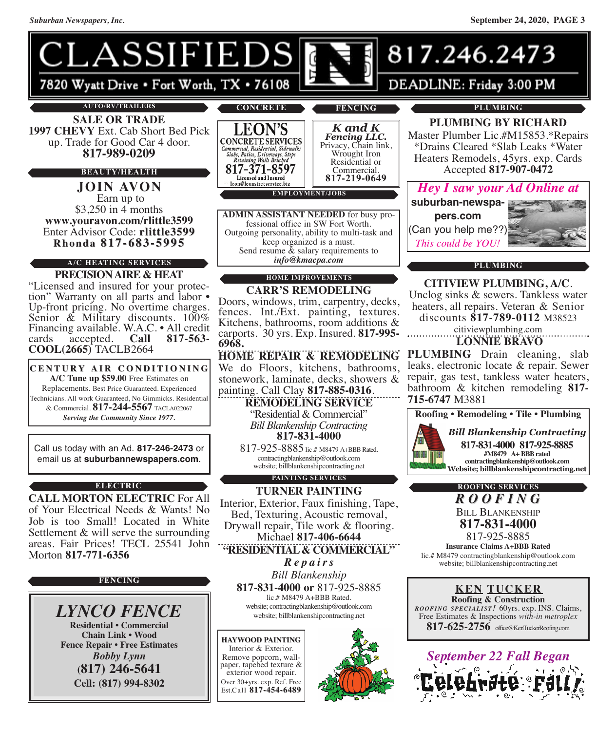# CLASSIFIEDS

**817.246.2473**

7820 Wyatt Drive • Fort Worth, TX • 76108

DEADLINE: Friday 3:00 PM

## AUTO/RV/TRAILERS

**SALE OR TRADE**

**1997 CHEVY** Ext. Cab Short Bed Pick up. Trade for Good Car 4 door. **817-989-0209**

## BEAUTY/HEALTH

**JOIN AVON**

Earn up to $3,250 in 4 months

**www.youravon.com/rlittle3599**

Enter Advisor Code: **rlittle3599**

**Rhonda 817-683-5995**

## A/C HEATING SERVICES

**PRECISION AIRE & HEAT**

"Licensed and insured for your protection" Warranty on all parts and labor • Up-front pricing. No overtime charges. Senior & Military discounts. 100% Financing available. W.A.C. • All credit cards accepted. **Call 817-563-COOL(2665)** TACLB2664

**CENTURY AIR CONDITIONING**

**A/C Tune up $59.00** Free Estimates on Replacements. Best Price Guaranteed. Experienced Technicians. All work Guaranteed, No Gimmicks. Residential & Commercial. **817-244-5567** TACLA022067

***Serving the Community Since 1977.***

Call us today with an Ad. **817-246-2473** or email us at **suburbannewspapers.com**.

## ELECTRIC

**CALL MORTON ELECTRIC** For All of Your Electrical Needs & Wants! No Job is too Small! Located in White Settlement & will serve the surrounding areas. Fair Prices! TECL 25541 John Morton **817-771-6356**

## FENCING

***LYNCO FENCE***

**Residential • Commercial**
**Chain Link • Wood**
**Fence Repair • Free Estimates**
***Bobby Lynn***
**(817) 246-5641**
**Cell: (817) 994-8302**

## CONCRETE

**LEON'S CONCRETE SERVICES**

*Commercial, Residential, Sidewalks Slabs, Patios, Driveways, Steps Retaining Walls Brushed*

**817-371-8597**

Licensed and Insured

leon@leonstreeservice.biz

## FENCING

***K and K Fencing LLC.***

Privacy, Chain link, Wrought Iron Residential or Commercial.

**817-219-0649**

## EMPLOYMENT/JOBS

**ADMIN ASSISTANT NEEDED** for busy professional office in SW Fort Worth. Outgoing personality, ability to multi-task and keep organized is a must. Send resume & salary requirements to ***info@kmacpa.com***

## HOME IMPROVEMENTS

**CARR'S REMODELING**

Doors, windows, trim, carpentry, decks, fences. Int./Ext. painting, textures. Kitchens, bathrooms, room additions & carports. 30 yrs. Exp. Insured. **817-995-6968.**

**HOME REPAIR & REMODELING**

We do Floors, kitchens, bathrooms, stonework, laminate, decks, showers & painting. Call Clay **817-885-0316**.

**REMODELING SERVICE**

"Residential & Commercial"

*Bill Blankenship Contracting*

**817-831-4000**

817-925-8885 lic.# M8479 A+BBB Rated.

contractingblankenship@outlook.com

website; billblankenshipcontracting.net

## PAINTING SERVICES

**TURNER PAINTING**

Interior, Exterior, Faux finishing, Tape, Bed, Texturing, Acoustic removal, Drywall repair, Tile work & flooring. Michael **817-406-6644**

**"RESIDENTIAL & COMMERCIAL"**

***Repairs***

*Bill Blankenship*

**817-831-4000 or** 817-925-8885

lic.# M8479 A+BBB Rated.

website; contractingblankenship@outlook.com

website; billblankenshipcontracting.net

**HAYWOOD PAINTING**

Interior & Exterior. Remove popcorn, wallpaper, tapebed texture & exterior wood repair. Over 30+yrs. exp. Ref. Free Est.Call **817-454-6489**

## PLUMBING

**PLUMBING BY RICHARD**

Master Plumber Lic.#M15853.*Repairs *Drains Cleared *Slab Leaks *Water Heaters Remodels, 45yrs. exp. Cards Accepted **817-907-0472**

***Hey I saw your Ad Online at***

**suburban-newspapers.com**

(Can you help me??)

*This could be YOU!*

## PLUMBING

**CITIVIEW PLUMBING, A/C**.

Unclog sinks & sewers. Tankless water heaters, all repairs. Veteran & Senior discounts **817-789-0112** M38523

citiviewplumbing.com

**LONNIE BRAVO**

**PLUMBING** Drain cleaning, slab leaks, electronic locate & repair. Sewer repair, gas test, tankless water heaters, bathroom & kitchen remodeling **817-715-6747** M3881

**Roofing • Remodeling • Tile • Plumbing**

***Bill Blankenship Contracting***

**817-831-4000 817-925-8885**

**#M8479 A+ BBB rated**

**contractingblankenship@outlook.com**

**Website; billblankenshipcontracting.net**

## ROOFING SERVICES

***ROOFING***

Bill Blankenship

**817-831-4000**

817-925-8885

**Insurance Claims A+BBB Rated**

lic.# M8479 contractingblankenship@outlook.com

website; billblankenshipcontracting.net

**KEN TUCKER**

**Roofing & Construction**

***ROOFING SPECIALIST!*** 60yrs. exp. INS. Claims, Free Estimates & Inspections *with-in metroplex*

**817-625-2756** office@KenTuckerRoofing.com

***September 22 Fall Began***

**Celebrate Fall!**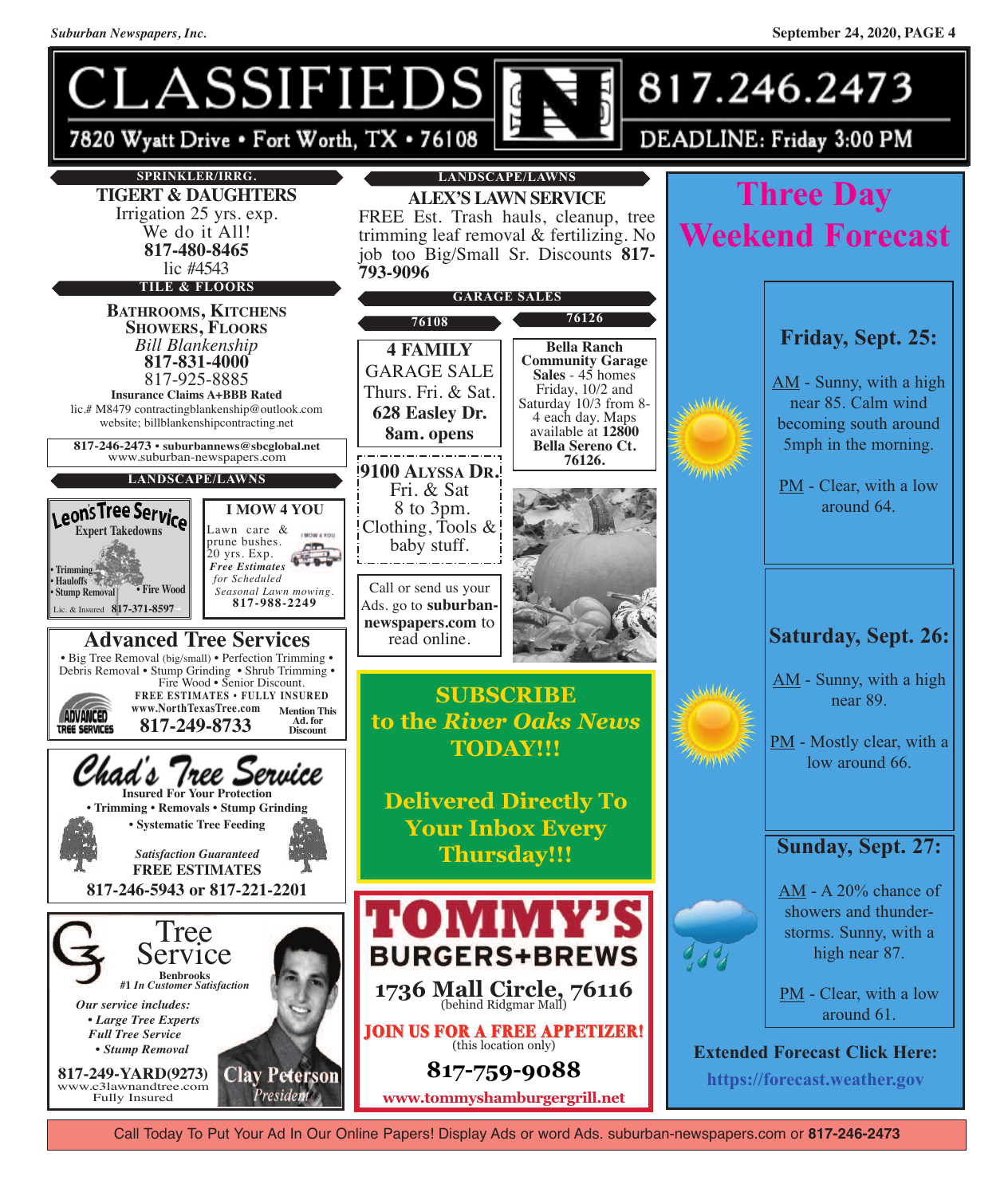# CLASSIFIEDS

7820 Wyatt Drive • Fort Worth, TX • 76108

817.246.2473

DEADLINE: Friday 3:00 PM

## SPRINKLER/IRRG.

**TIGERT & DAUGHTERS**
Irrigation 25 yrs. exp.
We do it All!
**817-480-8465**
lic #4543

## TILE & FLOORS

**BATHROOMS, KITCHENS**
**SHOWERS, FLOORS**
*Bill Blankenship*
**817-831-4000**
817-925-8885
**Insurance Claims A+BBB Rated**
lic.# M8479 contractingblankenship@outlook.com
website; billblankenshipcontracting.net

**817-246-2473 • suburbannews@sbcglobal.net**
www.suburban-newspapers.com

## LANDSCAPE/LAWNS

**Leon's Tree Service**
Expert Takedowns
• Trimming
• Hauloffs
• Stump Removal
• Fire Wood
Lic. & Insured **817-371-8597**

**I MOW 4 YOU**
Lawn care & prune bushes.
20 yrs. Exp.
***Free Estimates***
*for Scheduled Seasonal Lawn mowing.*
**817-988-2249**

**Advanced Tree Services**
• Big Tree Removal (big/small) • Perfection Trimming • Debris Removal • Stump Grinding • Shrub Trimming • Fire Wood • Senior Discount.
**FREE ESTIMATES • FULLY INSURED**
**www.NorthTexasTree.com**
**817-249-8733**
**Mention This Ad. for Discount**

**Chad's Tree Service**
**Insured For Your Protection**
**• Trimming • Removals • Stump Grinding**
**• Systematic Tree Feeding**
***Satisfaction Guaranteed***
**FREE ESTIMATES**
**817-246-5943 or 817-221-2201**

**Tree Service**
**Benbrooks**
***#1 In Customer Satisfaction***
***Our service includes:***
***• Large Tree Experts***
***Full Tree Service***
***• Stump Removal***
**817-249-YARD(9273)**
www.c3lawnandtree.com
Fully Insured
**Clay Peterson**
*President*

## LANDSCAPE/LAWNS

**ALEX'S LAWN SERVICE**
FREE Est. Trash hauls, cleanup, tree trimming leaf removal & fertilizing. No job too Big/Small Sr. Discounts **817-793-9096**

## GARAGE SALES

### 76108

**4 FAMILY**
GARAGE SALE
Thurs. Fri. & Sat.
**628 Easley Dr.**
**8am. opens**

**9100 ALYSSA DR.**
Fri. & Sat
8 to 3pm.
Clothing, Tools & baby stuff.

Call or send us your Ads. go to **suburban-newspapers.com** to read online.

### 76126

**Bella Ranch Community Garage Sales** - 45 homes Friday, 10/2 and Saturday 10/3 from 8-4 each day. Maps available at **12800 Bella Sereno Ct. 76126.**

**SUBSCRIBE**
**to the *River Oaks News***
**TODAY!!!**

**Delivered Directly To Your Inbox Every Thursday!!!**

**TOMMY'S**
**BURGERS+BREWS**
**1736 Mall Circle, 76116**
(behind Ridgmar Mall)
**JOIN US FOR A FREE APPETIZER!**
(this location only)
**817-759-9088**
**www.tommyshamburgergrill.net**

## Three Day Weekend Forecast

**Friday, Sept. 25:**

AM - Sunny, with a high near 85. Calm wind becoming south around 5mph in the morning.

PM - Clear, with a low around 64.

**Saturday, Sept. 26:**

AM - Sunny, with a high near 89.

PM - Mostly clear, with a low around 66.

**Sunday, Sept. 27:**

AM - A 20% chance of showers and thunderstorms. Sunny, with a high near 87.

PM - Clear, with a low around 61.

**Extended Forecast Click Here:**
**https://forecast.weather.gov**

Call Today To Put Your Ad In Our Online Papers! Display Ads or word Ads. suburban-newspapers.com or **817-246-2473**